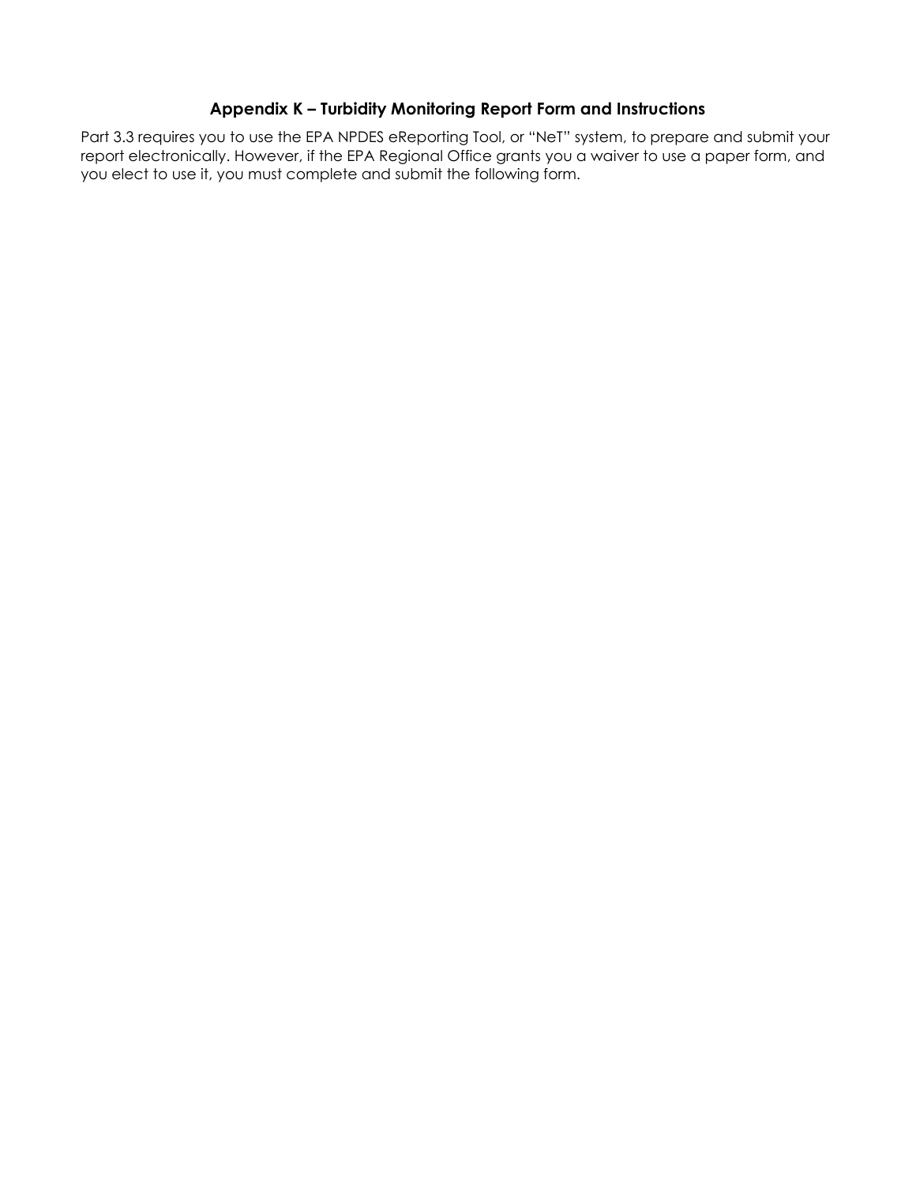# Appendix K – Turbidity Monitoring Report Form and Instructions

Part 3.3 requires you to use the EPA NPDES eReporting Tool, or "NeT" system, to prepare and submit your report electronically. However, if the EPA Regional Office grants you a waiver to use a paper form, and you elect to use it, you must complete and submit the following form.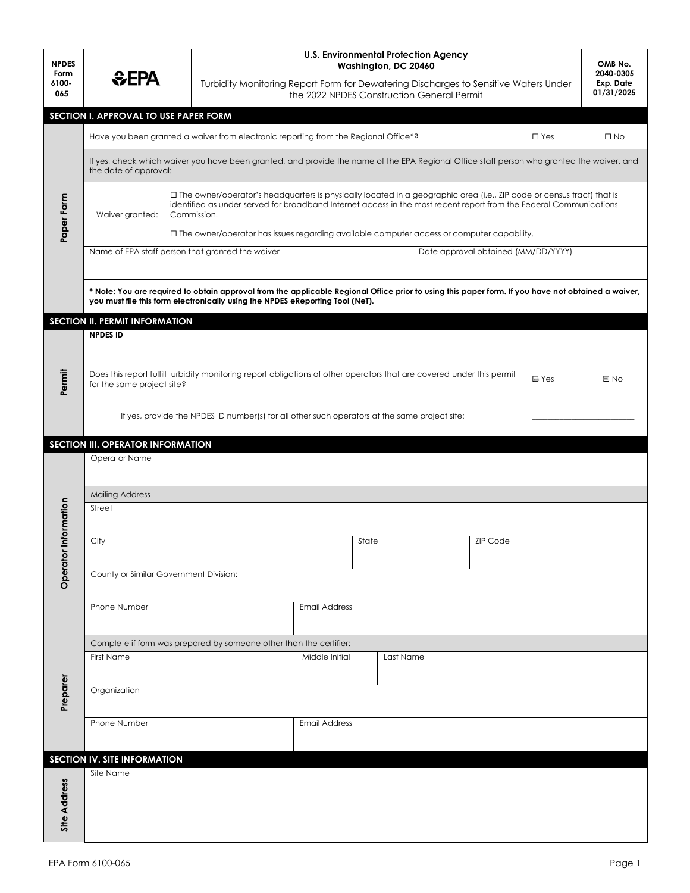| NPDES Form 6100-065 | EPA | U.S. Environmental Protection Agency<br>Washington, DC 20460<br>Turbidity Monitoring Report Form for Dewatering Discharges to Sensitive Waters Under the 2022 NPDES Construction General Permit | OMB No. 2040-0305<br>Exp. Date 01/31/2025 |
|---|---|---|---|

## SECTION I. APPROVAL TO USE PAPER FORM

**Paper Form**

Have you been granted a waiver from electronic reporting from the Regional Office*? ☐ Yes ☐ No

If yes, check which waiver you have been granted, and provide the name of the EPA Regional Office staff person who granted the waiver, and the date of approval:

Waiver granted:

☐ The owner/operator's headquarters is physically located in a geographic area (i.e., ZIP code or census tract) that is identified as under-served for broadband Internet access in the most recent report from the Federal Communications Commission.

☐ The owner/operator has issues regarding available computer access or computer capability.

| Name of EPA staff person that granted the waiver | Date approval obtained (MM/DD/YYYY) |
|---|---|
| | |

**\* Note: You are required to obtain approval from the applicable Regional Office prior to using this paper form. If you have not obtained a waiver, you must file this form electronically using the NPDES eReporting Tool (NeT).**

## SECTION II. PERMIT INFORMATION

**Permit**

**NPDES ID**

Does this report fulfill turbidity monitoring report obligations of other operators that are covered under this permit for the same project site? ☐ Yes ☐ No

If yes, provide the NPDES ID number(s) for all other such operators at the same project site: ____________________

## SECTION III. OPERATOR INFORMATION

**Operator Information**

Operator Name

Mailing Address

| Street | | |
|---|---|---|
| City | State | ZIP Code |
| County or Similar Government Division: | | |
| Phone Number | Email Address | |

**Preparer**

Complete if form was prepared by someone other than the certifier:

| First Name | Middle Initial | Last Name |
|---|---|---|
| Organization | | |
| Phone Number | Email Address | |

## SECTION IV. SITE INFORMATION

**Site Address**

Site Name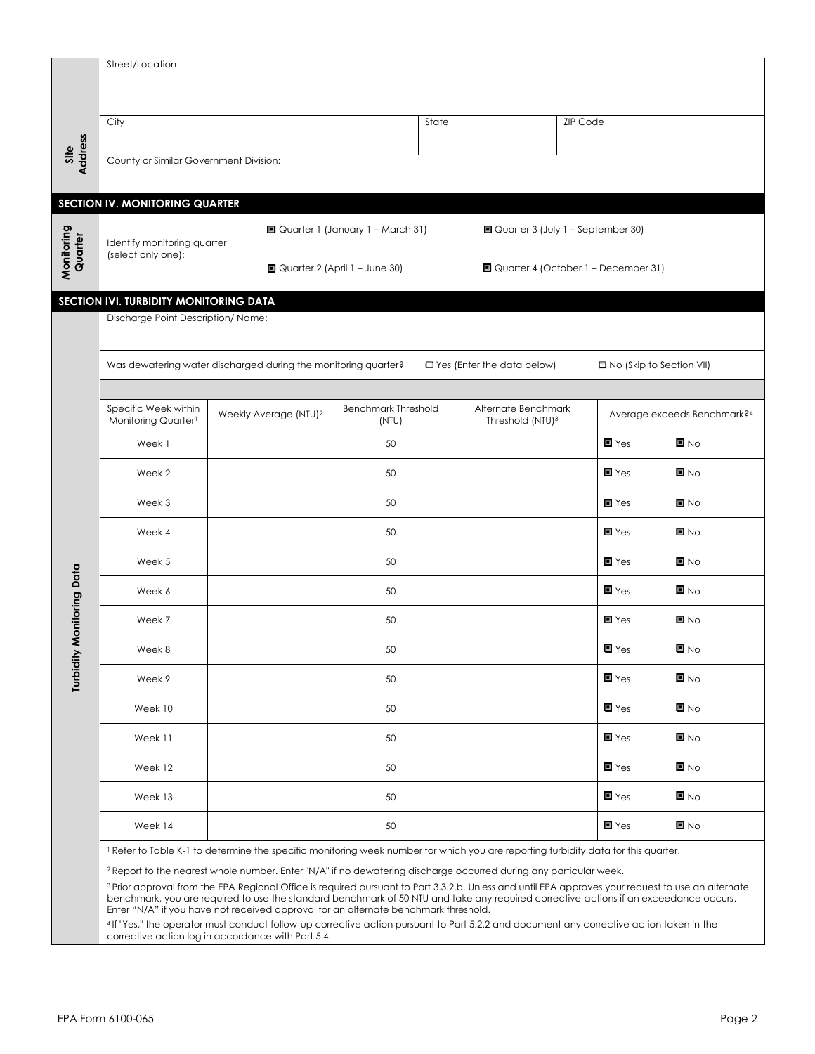| Site Address | | | |
|---|---|---|---|
| | Street/Location | | |
| | City | State | ZIP Code |
| | County or Similar Government Division: | | |

## SECTION IV. MONITORING QUARTER

**Monitoring Quarter**

Identify monitoring quarter (select only one):

- ☐ Quarter 1 (January 1 – March 31)
- ☐ Quarter 2 (April 1 – June 30)
- ☐ Quarter 3 (July 1 – September 30)
- ☐ Quarter 4 (October 1 – December 31)

## SECTION IVI. TURBIDITY MONITORING DATA

**Turbidity Monitoring Data**

Discharge Point Description/ Name:

Was dewatering water discharged during the monitoring quarter? ☐ Yes (Enter the data below) ☐ No (Skip to Section VII)

| Specific Week within Monitoring Quarter[1] | Weekly Average (NTU)[2] | Benchmark Threshold (NTU) | Alternate Benchmark Threshold (NTU)[3] | Average exceeds Benchmark?[4] |
|---|---|---|---|---|
| Week 1 | | 50 | | ☐ Yes ☐ No |
| Week 2 | | 50 | | ☐ Yes ☐ No |
| Week 3 | | 50 | | ☐ Yes ☐ No |
| Week 4 | | 50 | | ☐ Yes ☐ No |
| Week 5 | | 50 | | ☐ Yes ☐ No |
| Week 6 | | 50 | | ☐ Yes ☐ No |
| Week 7 | | 50 | | ☐ Yes ☐ No |
| Week 8 | | 50 | | ☐ Yes ☐ No |
| Week 9 | | 50 | | ☐ Yes ☐ No |
| Week 10 | | 50 | | ☐ Yes ☐ No |
| Week 11 | | 50 | | ☐ Yes ☐ No |
| Week 12 | | 50 | | ☐ Yes ☐ No |
| Week 13 | | 50 | | ☐ Yes ☐ No |
| Week 14 | | 50 | | ☐ Yes ☐ No |

[1] Refer to Table K-1 to determine the specific monitoring week number for which you are reporting turbidity data for this quarter.

[2] Report to the nearest whole number. Enter "N/A" if no dewatering discharge occurred during any particular week.

[3] Prior approval from the EPA Regional Office is required pursuant to Part 3.3.2.b. Unless and until EPA approves your request to use an alternate benchmark, you are required to use the standard benchmark of 50 NTU and take any required corrective actions if an exceedance occurs. Enter "N/A" if you have not received approval for an alternate benchmark threshold.

[4] If "Yes," the operator must conduct follow-up corrective action pursuant to Part 5.2.2 and document any corrective action taken in the corrective action log in accordance with Part 5.4.

EPA Form 6100-065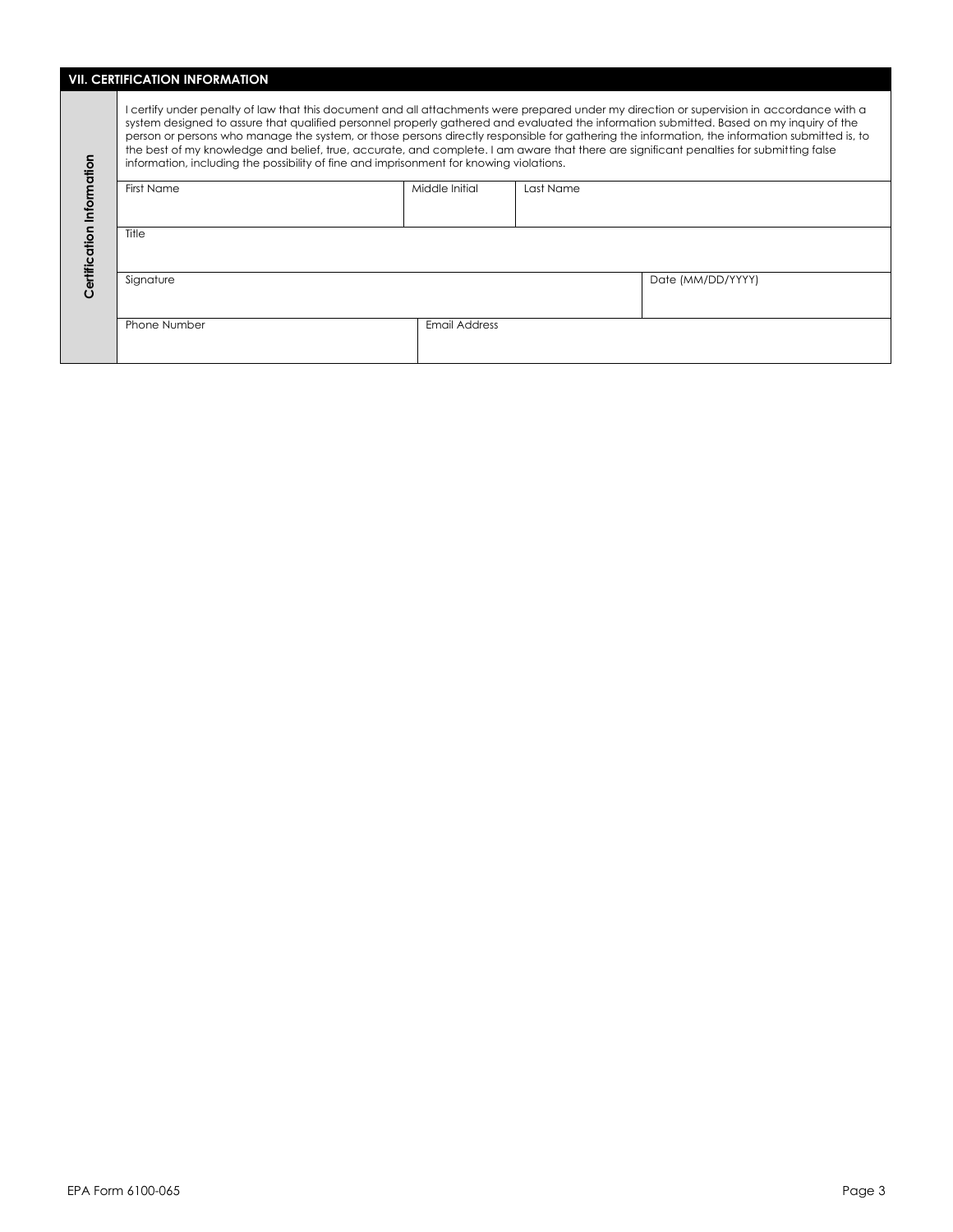## VII. CERTIFICATION INFORMATION

**Certification Information**

I certify under penalty of law that this document and all attachments were prepared under my direction or supervision in accordance with a system designed to assure that qualified personnel properly gathered and evaluated the information submitted. Based on my inquiry of the person or persons who manage the system, or those persons directly responsible for gathering the information, the information submitted is, to the best of my knowledge and belief, true, accurate, and complete. I am aware that there are significant penalties for submitting false information, including the possibility of fine and imprisonment for knowing violations.

| First Name | Middle Initial | Last Name |
|---|---|---|
| | | |

| Title |
|---|
| |

| Signature | Date (MM/DD/YYYY) |
|---|---|
| | |

| Phone Number | Email Address |
|---|---|
| | |

EPA Form 6100-065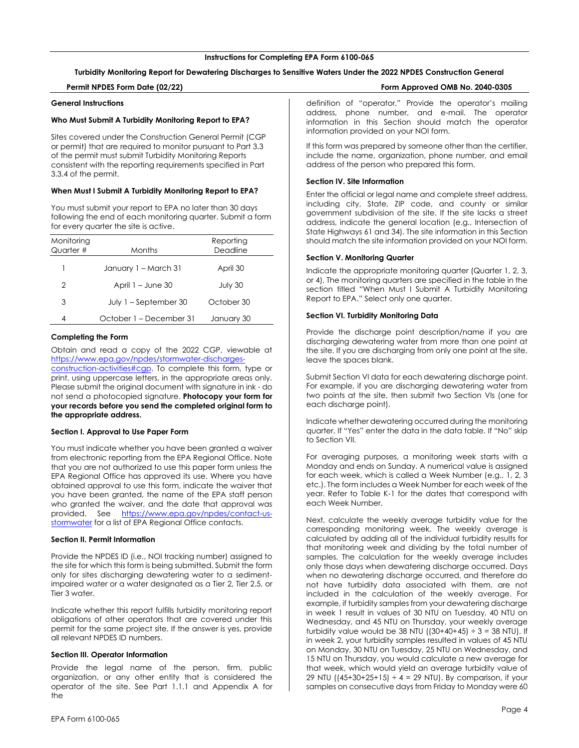**Instructions for Completing EPA Form 6100-065**

**Turbidity Monitoring Report for Dewatering Discharges to Sensitive Waters Under the 2022 NPDES Construction General Permit NPDES Form Date (02/22)**

**Form Approved OMB No. 2040-0305**

### General Instructions

#### Who Must Submit A Turbidity Monitoring Report to EPA?

Sites covered under the Construction General Permit (CGP or permit) that are required to monitor pursuant to Part 3.3 of the permit must submit Turbidity Monitoring Reports consistent with the reporting requirements specified in Part 3.3.4 of the permit.

#### When Must I Submit A Turbidity Monitoring Report to EPA?

You must submit your report to EPA no later than 30 days following the end of each monitoring quarter. Submit a form for every quarter the site is active.

| Monitoring Quarter # | Months | Reporting Deadline |
|---|---|---|
| 1 | January 1 – March 31 | April 30 |
| 2 | April 1 – June 30 | July 30 |
| 3 | July 1 – September 30 | October 30 |
| 4 | October 1 – December 31 | January 30 |

#### Completing the Form

Obtain and read a copy of the 2022 CGP, viewable at https://www.epa.gov/npdes/stormwater-discharges-construction-activities#cgp. To complete this form, type or print, using uppercase letters, in the appropriate areas only. Please submit the original document with signature in ink - do not send a photocopied signature. **Photocopy your form for your records before you send the completed original form to the appropriate address.**

#### Section I. Approval to Use Paper Form

You must indicate whether you have been granted a waiver from electronic reporting from the EPA Regional Office. Note that you are not authorized to use this paper form unless the EPA Regional Office has approved its use. Where you have obtained approval to use this form, indicate the waiver that you have been granted, the name of the EPA staff person who granted the waiver, and the date that approval was provided. See https://www.epa.gov/npdes/contact-us-stormwater for a list of EPA Regional Office contacts.

#### Section II. Permit Information

Provide the NPDES ID (i.e., NOI tracking number) assigned to the site for which this form is being submitted. Submit the form only for sites discharging dewatering water to a sediment-impaired water or a water designated as a Tier 2, Tier 2.5, or Tier 3 water.

Indicate whether this report fulfills turbidity monitoring report obligations of other operators that are covered under this permit for the same project site. If the answer is yes, provide all relevant NPDES ID numbers.

#### Section III. Operator Information

Provide the legal name of the person, firm, public organization, or any other entity that is considered the operator of the site. See Part 1.1.1 and Appendix A for the definition of "operator." Provide the operator's mailing address, phone number, and e-mail. The operator information in this Section should match the operator information provided on your NOI form.

If this form was prepared by someone other than the certifier, include the name, organization, phone number, and email address of the person who prepared this form.

#### Section IV. Site Information

Enter the official or legal name and complete street address, including city, State, ZIP code, and county or similar government subdivision of the site. If the site lacks a street address, indicate the general location (e.g., Intersection of State Highways 61 and 34). The site information in this Section should match the site information provided on your NOI form.

#### Section V. Monitoring Quarter

Indicate the appropriate monitoring quarter (Quarter 1, 2, 3, or 4). The monitoring quarters are specified in the table in the section titled "When Must I Submit A Turbidity Monitoring Report to EPA." Select only one quarter.

#### Section VI. Turbidity Monitoring Data

Provide the discharge point description/name if you are discharging dewatering water from more than one point at the site. If you are discharging from only one point at the site, leave the spaces blank.

Submit Section VI data for each dewatering discharge point. For example, if you are discharging dewatering water from two points at the site, then submit two Section VIs (one for each discharge point).

Indicate whether dewatering occurred during the monitoring quarter. If "Yes" enter the data in the data table. If "No" skip to Section VII.

For averaging purposes, a monitoring week starts with a Monday and ends on Sunday. A numerical value is assigned for each week, which is called a Week Number (e.g., 1, 2, 3 etc.). The form includes a Week Number for each week of the year. Refer to Table K-1 for the dates that correspond with each Week Number.

Next, calculate the weekly average turbidity value for the corresponding monitoring week. The weekly average is calculated by adding all of the individual turbidity results for that monitoring week and dividing by the total number of samples. The calculation for the weekly average includes only those days when dewatering discharge occurred. Days when no dewatering discharge occurred, and therefore do not have turbidity data associated with them, are not included in the calculation of the weekly average. For example, if turbidity samples from your dewatering discharge in week 1 result in values of 30 NTU on Tuesday, 40 NTU on Wednesday, and 45 NTU on Thursday, your weekly average turbidity value would be 38 NTU ($(30+40+45) \div 3 = 38$ NTU). If in week 2, your turbidity samples resulted in values of 45 NTU on Monday, 30 NTU on Tuesday, 25 NTU on Wednesday, and 15 NTU on Thursday, you would calculate a new average for that week, which would yield an average turbidity value of 29 NTU ($(45+30+25+15) \div 4 = 29$ NTU). By comparison, if your samples on consecutive days from Friday to Monday were 60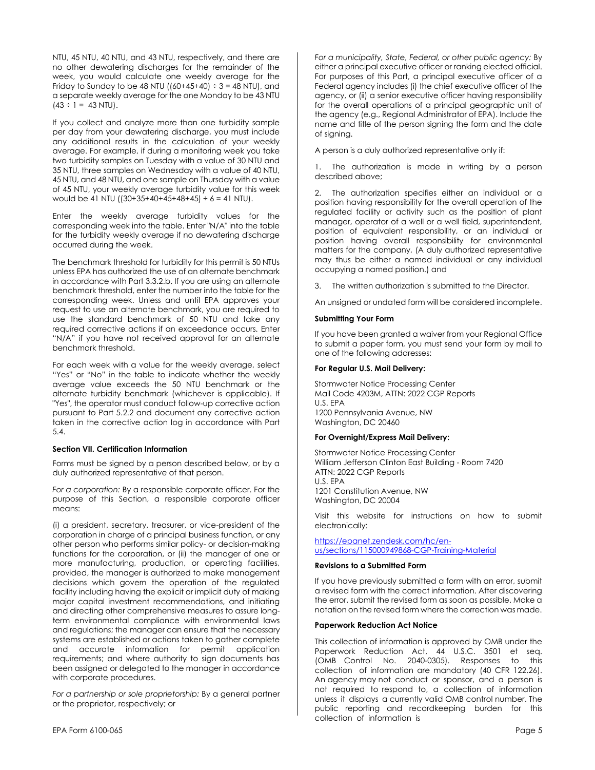NTU, 45 NTU, 40 NTU, and 43 NTU, respectively, and there are no other dewatering discharges for the remainder of the week, you would calculate one weekly average for the Friday to Sunday to be 48 NTU ((60+45+40) ÷ 3 = 48 NTU), and a separate weekly average for the one Monday to be 43 NTU (43 ÷ 1 = 43 NTU).

If you collect and analyze more than one turbidity sample per day from your dewatering discharge, you must include any additional results in the calculation of your weekly average. For example, if during a monitoring week you take two turbidity samples on Tuesday with a value of 30 NTU and 35 NTU, three samples on Wednesday with a value of 40 NTU, 45 NTU, and 48 NTU, and one sample on Thursday with a value of 45 NTU, your weekly average turbidity value for this week would be 41 NTU ((30+35+40+45+48+45) ÷ 6 = 41 NTU).

Enter the weekly average turbidity values for the corresponding week into the table. Enter "N/A" into the table for the turbidity weekly average if no dewatering discharge occurred during the week.

The benchmark threshold for turbidity for this permit is 50 NTUs unless EPA has authorized the use of an alternate benchmark in accordance with Part 3.3.2.b. If you are using an alternate benchmark threshold, enter the number into the table for the corresponding week. Unless and until EPA approves your request to use an alternate benchmark, you are required to use the standard benchmark of 50 NTU and take any required corrective actions if an exceedance occurs. Enter "N/A" if you have not received approval for an alternate benchmark threshold.

For each week with a value for the weekly average, select "Yes" or "No" in the table to indicate whether the weekly average value exceeds the 50 NTU benchmark or the alternate turbidity benchmark (whichever is applicable). If "Yes", the operator must conduct follow-up corrective action pursuant to Part 5.2.2 and document any corrective action taken in the corrective action log in accordance with Part 5.4.

**Section VII. Certification Information**

Forms must be signed by a person described below, or by a duly authorized representative of that person.

*For a corporation:* By a responsible corporate officer. For the purpose of this Section, a responsible corporate officer means:

(i) a president, secretary, treasurer, or vice-president of the corporation in charge of a principal business function, or any other person who performs similar policy- or decision-making functions for the corporation, or (ii) the manager of one or more manufacturing, production, or operating facilities, provided, the manager is authorized to make management decisions which govern the operation of the regulated facility including having the explicit or implicit duty of making major capital investment recommendations, and initiating and directing other comprehensive measures to assure long-term environmental compliance with environmental laws and regulations; the manager can ensure that the necessary systems are established or actions taken to gather complete and accurate information for permit application requirements; and where authority to sign documents has been assigned or delegated to the manager in accordance with corporate procedures.

*For a partnership or sole proprietorship:* By a general partner or the proprietor, respectively; or

*For a municipality, State, Federal, or other public agency:* By either a principal executive officer or ranking elected official. For purposes of this Part, a principal executive officer of a Federal agency includes (i) the chief executive officer of the agency, or (ii) a senior executive officer having responsibility for the overall operations of a principal geographic unit of the agency (e.g., Regional Administrator of EPA). Include the name and title of the person signing the form and the date of signing.

A person is a duly authorized representative only if:

1. The authorization is made in writing by a person described above;

2. The authorization specifies either an individual or a position having responsibility for the overall operation of the regulated facility or activity such as the position of plant manager, operator of a well or a well field, superintendent, position of equivalent responsibility, or an individual or position having overall responsibility for environmental matters for the company, (A duly authorized representative may thus be either a named individual or any individual occupying a named position.) and

3. The written authorization is submitted to the Director.

An unsigned or undated form will be considered incomplete.

**Submitting Your Form**

If you have been granted a waiver from your Regional Office to submit a paper form, you must send your form by mail to one of the following addresses:

**For Regular U.S. Mail Delivery:**

Stormwater Notice Processing Center
Mail Code 4203M, ATTN: 2022 CGP Reports
U.S. EPA
1200 Pennsylvania Avenue, NW
Washington, DC 20460

**For Overnight/Express Mail Delivery:**

Stormwater Notice Processing Center
William Jefferson Clinton East Building - Room 7420
ATTN: 2022 CGP Reports
U.S. EPA
1201 Constitution Avenue, NW
Washington, DC 20004

Visit this website for instructions on how to submit electronically:

https://epanet.zendesk.com/hc/en-us/sections/115000949868-CGP-Training-Material

**Revisions to a Submitted Form**

If you have previously submitted a form with an error, submit a revised form with the correct information. After discovering the error, submit the revised form as soon as possible. Make a notation on the revised form where the correction was made.

**Paperwork Reduction Act Notice**

This collection of information is approved by OMB under the Paperwork Reduction Act, 44 U.S.C. 3501 et seq. (OMB Control No. 2040-0305). Responses to this collection of information are mandatory (40 CFR 122.26). An agency may not conduct or sponsor, and a person is not required to respond to, a collection of information unless it displays a currently valid OMB control number. The public reporting and recordkeeping burden for this collection of information is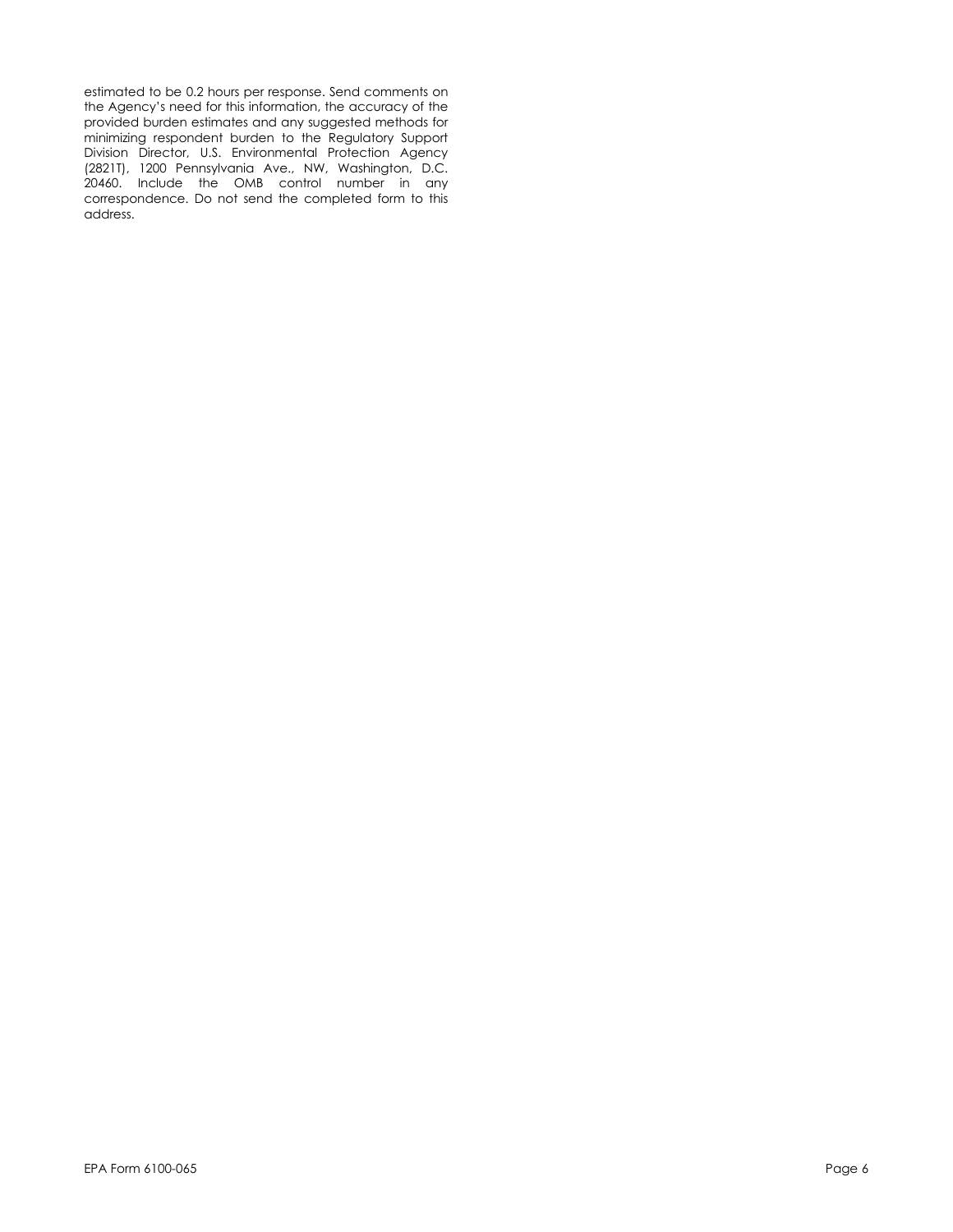estimated to be 0.2 hours per response. Send comments on the Agency's need for this information, the accuracy of the provided burden estimates and any suggested methods for minimizing respondent burden to the Regulatory Support Division Director, U.S. Environmental Protection Agency (2821T), 1200 Pennsylvania Ave., NW, Washington, D.C. 20460. Include the OMB control number in any correspondence. Do not send the completed form to this address.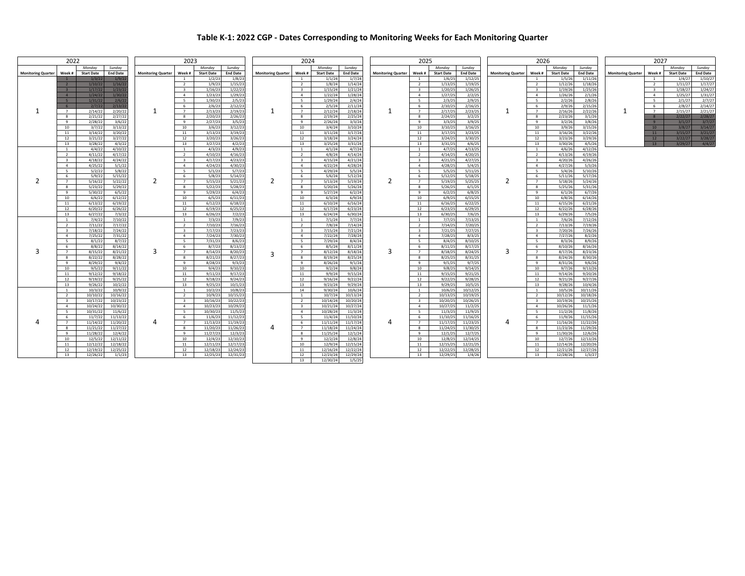# Table K-1: 2022 CGP - Dates Corresponding to Monitoring Weeks for Each Monitoring Quarter

**2022**

| Monitoring Quarter | Week # | *Monday* Start Date | *Sunday* End Date |
|---|---|---|---|
| 1 | 1 | 1/3/22 | 1/9/22 |
| | 2 | 1/10/22 | 1/16/22 |
| | 3 | 1/17/22 | 1/23/22 |
| | 4 | 1/24/22 | 1/30/22 |
| | 5 | 1/31/22 | 2/6/22 |
| | 6 | 2/7/22 | 2/13/22 |
| | 7 | 2/14/22 | 2/20/22 |
| | 8 | 2/21/22 | 2/27/22 |
| | 9 | 2/28/22 | 3/6/22 |
| | 10 | 3/7/22 | 3/13/22 |
| | 11 | 3/14/22 | 3/20/22 |
| | 12 | 3/21/22 | 3/27/22 |
| | 13 | 3/28/22 | 4/3/22 |
| 2 | 1 | 4/4/22 | 4/10/22 |
| | 2 | 4/11/22 | 4/17/22 |
| | 3 | 4/18/22 | 4/24/22 |
| | 4 | 4/25/22 | 5/1/22 |
| | 5 | 5/2/22 | 5/8/22 |
| | 6 | 5/9/22 | 5/15/22 |
| | 7 | 5/16/22 | 5/22/22 |
| | 8 | 5/23/22 | 5/29/22 |
| | 9 | 5/30/22 | 6/5/22 |
| | 10 | 6/6/22 | 6/12/22 |
| | 11 | 6/13/22 | 6/19/22 |
| | 12 | 6/20/22 | 6/26/22 |
| | 13 | 6/27/22 | 7/3/22 |
| 3 | 1 | 7/4/22 | 7/10/22 |
| | 2 | 7/11/22 | 7/17/22 |
| | 3 | 7/18/22 | 7/24/22 |
| | 4 | 7/25/22 | 7/31/22 |
| | 5 | 8/1/22 | 8/7/22 |
| | 6 | 8/8/22 | 8/14/22 |
| | 7 | 8/15/22 | 8/21/22 |
| | 8 | 8/22/22 | 8/28/22 |
| | 9 | 8/29/22 | 9/4/22 |
| | 10 | 9/5/22 | 9/11/22 |
| | 11 | 9/12/22 | 9/18/22 |
| | 12 | 9/19/22 | 9/25/22 |
| | 13 | 9/26/22 | 10/2/22 |
| 4 | 1 | 10/3/22 | 10/9/22 |
| | 2 | 10/10/22 | 10/16/22 |
| | 3 | 10/17/22 | 10/23/22 |
| | 4 | 10/24/22 | 10/30/22 |
| | 5 | 10/31/22 | 11/6/22 |
| | 6 | 11/7/22 | 11/13/22 |
| | 7 | 11/14/22 | 11/20/22 |
| | 8 | 11/21/22 | 11/27/22 |
| | 9 | 11/28/22 | 12/4/22 |
| | 10 | 12/5/22 | 12/11/22 |
| | 11 | 12/12/22 | 12/18/22 |
| | 12 | 12/19/22 | 12/25/22 |
| | 13 | 12/26/22 | 1/1/23 |

**2023**

| Monitoring Quarter | Week # | *Monday* Start Date | *Sunday* End Date |
|---|---|---|---|
| 1 | 1 | 1/2/23 | 1/8/23 |
| | 2 | 1/9/23 | 1/15/23 |
| | 3 | 1/16/23 | 1/22/23 |
| | 4 | 1/23/23 | 1/29/23 |
| | 5 | 1/30/23 | 2/5/23 |
| | 6 | 2/6/23 | 2/12/23 |
| | 7 | 2/13/23 | 2/19/23 |
| | 8 | 2/20/23 | 2/26/23 |
| | 9 | 2/27/23 | 3/5/23 |
| | 10 | 3/6/23 | 3/12/23 |
| | 11 | 3/13/23 | 3/19/23 |
| | 12 | 3/20/23 | 3/26/23 |
| | 13 | 3/27/23 | 4/2/23 |
| 2 | 1 | 4/3/23 | 4/9/23 |
| | 2 | 4/10/23 | 4/16/23 |
| | 3 | 4/17/23 | 4/23/23 |
| | 4 | 4/24/23 | 4/30/23 |
| | 5 | 5/1/23 | 5/7/23 |
| | 6 | 5/8/23 | 5/14/23 |
| | 7 | 5/15/23 | 5/21/23 |
| | 8 | 5/22/23 | 5/28/23 |
| | 9 | 5/29/23 | 6/4/23 |
| | 10 | 6/5/23 | 6/11/23 |
| | 11 | 6/12/23 | 6/18/23 |
| | 12 | 6/19/23 | 6/25/23 |
| | 13 | 6/26/23 | 7/2/23 |
| 3 | 1 | 7/3/23 | 7/9/23 |
| | 2 | 7/10/23 | 7/16/23 |
| | 3 | 7/17/23 | 7/23/23 |
| | 4 | 7/24/23 | 7/30/23 |
| | 5 | 7/31/23 | 8/6/23 |
| | 6 | 8/7/23 | 8/13/23 |
| | 7 | 8/14/23 | 8/20/23 |
| | 8 | 8/21/23 | 8/27/23 |
| | 9 | 8/28/23 | 9/3/23 |
| | 10 | 9/4/23 | 9/10/23 |
| | 11 | 9/11/23 | 9/17/23 |
| | 12 | 9/18/23 | 9/24/23 |
| | 13 | 9/25/23 | 10/1/23 |
| 4 | 1 | 10/2/23 | 10/8/23 |
| | 2 | 10/9/23 | 10/15/23 |
| | 3 | 10/16/23 | 10/22/23 |
| | 4 | 10/23/23 | 10/29/23 |
| | 5 | 10/30/23 | 11/5/23 |
| | 6 | 11/6/23 | 11/12/23 |
| | 7 | 11/13/23 | 11/19/23 |
| | 8 | 11/20/23 | 11/26/23 |
| | 9 | 11/27/23 | 12/3/23 |
| | 10 | 12/4/23 | 12/10/23 |
| | 11 | 12/11/23 | 12/17/23 |
| | 12 | 12/18/23 | 12/24/23 |
| | 13 | 12/25/23 | 12/31/23 |

**2024**

| Monitoring Quarter | Week # | *Monday* Start Date | *Sunday* End Date |
|---|---|---|---|
| 1 | 1 | 1/1/24 | 1/7/24 |
| | 2 | 1/8/24 | 1/14/24 |
| | 3 | 1/15/24 | 1/21/24 |
| | 4 | 1/22/24 | 1/28/24 |
| | 5 | 1/29/24 | 2/4/24 |
| | 6 | 2/5/24 | 2/11/24 |
| | 7 | 2/12/24 | 2/18/24 |
| | 8 | 2/19/24 | 2/25/24 |
| | 9 | 2/26/24 | 3/3/24 |
| | 10 | 3/4/24 | 3/10/24 |
| | 11 | 3/11/24 | 3/17/24 |
| | 12 | 3/18/24 | 3/24/24 |
| | 13 | 3/25/24 | 3/31/24 |
| 2 | 1 | 4/1/24 | 4/7/24 |
| | 2 | 4/8/24 | 4/14/24 |
| | 3 | 4/15/24 | 4/21/24 |
| | 4 | 4/22/24 | 4/28/24 |
| | 5 | 4/29/24 | 5/5/24 |
| | 6 | 5/6/24 | 5/12/24 |
| | 7 | 5/13/24 | 5/19/24 |
| | 8 | 5/20/24 | 5/26/24 |
| | 9 | 5/27/24 | 6/2/24 |
| | 10 | 6/3/24 | 6/9/24 |
| | 11 | 6/10/24 | 6/16/24 |
| | 12 | 6/17/24 | 6/23/24 |
| | 13 | 6/24/24 | 6/30/24 |
| 3 | 1 | 7/1/24 | 7/7/24 |
| | 2 | 7/8/24 | 7/14/24 |
| | 3 | 7/15/24 | 7/21/24 |
| | 4 | 7/22/24 | 7/28/24 |
| | 5 | 7/29/24 | 8/4/24 |
| | 6 | 8/5/24 | 8/11/24 |
| | 7 | 8/12/24 | 8/18/24 |
| | 8 | 8/19/24 | 8/25/24 |
| | 9 | 8/26/24 | 9/1/24 |
| | 10 | 9/2/24 | 9/8/24 |
| | 11 | 9/9/24 | 9/15/24 |
| | 12 | 9/16/24 | 9/22/24 |
| | 13 | 9/23/24 | 9/29/24 |
| | 14 | 9/30/24 | 10/6/24 |
| 4 | 1 | 10/7/24 | 10/13/24 |
| | 2 | 10/14/24 | 10/20/24 |
| | 3 | 10/21/24 | 10/27/24 |
| | 4 | 10/28/24 | 11/3/24 |
| | 5 | 11/4/24 | 11/10/24 |
| | 6 | 11/11/24 | 11/17/24 |
| | 7 | 11/18/24 | 11/24/24 |
| | 8 | 11/25/24 | 12/1/24 |
| | 9 | 12/2/24 | 12/8/24 |
| | 10 | 12/9/24 | 12/15/24 |
| | 11 | 12/16/24 | 12/22/24 |
| | 12 | 12/23/24 | 12/29/24 |
| | 13 | 12/30/24 | 1/5/25 |

**2025**

| Monitoring Quarter | Week # | *Monday* Start Date | *Sunday* End Date |
|---|---|---|---|
| 1 | 1 | 1/6/25 | 1/12/25 |
| | 2 | 1/13/25 | 1/19/25 |
| | 3 | 1/20/25 | 1/26/25 |
| | 4 | 1/27/25 | 2/2/25 |
| | 5 | 2/3/25 | 2/9/25 |
| | 6 | 2/10/25 | 2/16/25 |
| | 7 | 2/17/25 | 2/23/25 |
| | 8 | 2/24/25 | 3/2/25 |
| | 9 | 3/3/25 | 3/9/25 |
| | 10 | 3/10/25 | 3/16/25 |
| | 11 | 3/17/25 | 3/23/25 |
| | 12 | 3/24/25 | 3/30/25 |
| | 13 | 3/31/25 | 4/6/25 |
| 2 | 1 | 4/7/25 | 4/13/25 |
| | 2 | 4/14/25 | 4/20/25 |
| | 3 | 4/21/25 | 4/27/25 |
| | 4 | 4/28/25 | 5/4/25 |
| | 5 | 5/5/25 | 5/11/25 |
| | 6 | 5/12/25 | 5/18/25 |
| | 7 | 5/19/25 | 5/25/25 |
| | 8 | 5/26/25 | 6/1/25 |
| | 9 | 6/2/25 | 6/8/25 |
| | 10 | 6/9/25 | 6/15/25 |
| | 11 | 6/16/25 | 6/22/25 |
| | 12 | 6/23/25 | 6/29/25 |
| | 13 | 6/30/25 | 7/6/25 |
| 3 | 1 | 7/7/25 | 7/13/25 |
| | 2 | 7/14/25 | 7/20/25 |
| | 3 | 7/21/25 | 7/27/25 |
| | 4 | 7/28/25 | 8/3/25 |
| | 5 | 8/4/25 | 8/10/25 |
| | 6 | 8/11/25 | 8/17/25 |
| | 7 | 8/18/25 | 8/24/25 |
| | 8 | 8/25/25 | 8/31/25 |
| | 9 | 9/1/25 | 9/7/25 |
| | 10 | 9/8/25 | 9/14/25 |
| | 11 | 9/15/25 | 9/21/25 |
| | 12 | 9/22/25 | 9/28/25 |
| | 13 | 9/29/25 | 10/5/25 |
| 4 | 1 | 10/6/25 | 10/12/25 |
| | 2 | 10/13/25 | 10/19/25 |
| | 3 | 10/20/25 | 10/26/25 |
| | 4 | 10/27/25 | 11/2/25 |
| | 5 | 11/3/25 | 11/9/25 |
| | 6 | 11/10/25 | 11/16/25 |
| | 7 | 11/17/25 | 11/23/25 |
| | 8 | 11/24/25 | 11/30/25 |
| | 9 | 12/1/25 | 12/7/25 |
| | 10 | 12/8/25 | 12/14/25 |
| | 11 | 12/15/25 | 12/21/25 |
| | 12 | 12/22/25 | 12/28/25 |
| | 13 | 12/29/25 | 1/4/26 |

**2026**

| Monitoring Quarter | Week # | *Monday* Start Date | *Sunday* End Date |
|---|---|---|---|
| 1 | 1 | 1/5/26 | 1/11/26 |
| | 2 | 1/12/26 | 1/18/26 |
| | 3 | 1/19/26 | 1/25/26 |
| | 4 | 1/26/26 | 2/1/26 |
| | 5 | 2/2/26 | 2/8/26 |
| | 6 | 2/9/26 | 2/15/26 |
| | 7 | 2/16/26 | 2/22/26 |
| | 8 | 2/23/26 | 3/1/26 |
| | 9 | 3/2/26 | 3/8/26 |
| | 10 | 3/9/26 | 3/15/26 |
| | 11 | 3/16/26 | 3/22/26 |
| | 12 | 3/23/26 | 3/29/26 |
| | 13 | 3/30/26 | 4/5/26 |
| 2 | 1 | 4/6/26 | 4/12/26 |
| | 2 | 4/13/26 | 4/19/26 |
| | 3 | 4/20/26 | 4/26/26 |
| | 4 | 4/27/26 | 5/3/26 |
| | 5 | 5/4/26 | 5/10/26 |
| | 6 | 5/11/26 | 5/17/26 |
| | 7 | 5/18/26 | 5/24/26 |
| | 8 | 5/25/26 | 5/31/26 |
| | 9 | 6/1/26 | 6/7/26 |
| | 10 | 6/8/26 | 6/14/26 |
| | 11 | 6/15/26 | 6/21/26 |
| | 12 | 6/22/26 | 6/28/26 |
| | 13 | 6/29/26 | 7/5/26 |
| 3 | 1 | 7/6/26 | 7/12/26 |
| | 2 | 7/13/26 | 7/19/26 |
| | 3 | 7/20/26 | 7/26/26 |
| | 4 | 7/27/26 | 8/2/26 |
| | 5 | 8/3/26 | 8/9/26 |
| | 6 | 8/10/26 | 8/16/26 |
| | 7 | 8/17/26 | 8/23/26 |
| | 8 | 8/24/26 | 8/30/26 |
| | 9 | 8/31/26 | 9/6/26 |
| | 10 | 9/7/26 | 9/13/26 |
| | 11 | 9/14/26 | 9/20/26 |
| | 12 | 9/21/26 | 9/27/26 |
| | 13 | 9/28/26 | 10/4/26 |
| 4 | 1 | 10/5/26 | 10/11/26 |
| | 2 | 10/12/26 | 10/18/26 |
| | 3 | 10/19/26 | 10/25/26 |
| | 4 | 10/26/26 | 11/1/26 |
| | 5 | 11/2/26 | 11/8/26 |
| | 6 | 11/9/26 | 11/15/26 |
| | 7 | 11/16/26 | 11/22/26 |
| | 8 | 11/23/26 | 11/29/26 |
| | 9 | 11/30/26 | 12/6/26 |
| | 10 | 12/7/26 | 12/13/26 |
| | 11 | 12/14/26 | 12/20/26 |
| | 12 | 12/21/26 | 12/27/26 |
| | 13 | 12/28/26 | 1/3/27 |

**2027**

| Monitoring Quarter | Week # | *Monday* Start Date | *Sunday* End Date |
|---|---|---|---|
| 1 | 1 | 1/4/27 | 1/10/27 |
| | 2 | 1/11/27 | 1/17/27 |
| | 3 | 1/18/27 | 1/24/27 |
| | 4 | 1/25/27 | 1/31/27 |
| | 5 | 2/1/27 | 2/7/27 |
| | 6 | 2/8/27 | 2/14/27 |
| | 7 | 2/15/27 | 2/21/27 |
| | 8 | 2/22/27 | 2/28/27 |
| | 9 | 3/1/27 | 3/7/27 |
| | 10 | 3/8/27 | 3/14/27 |
| | 11 | 3/15/27 | 3/21/27 |
| | 12 | 3/22/27 | 3/28/27 |
| | 13 | 3/29/27 | 4/4/27 |